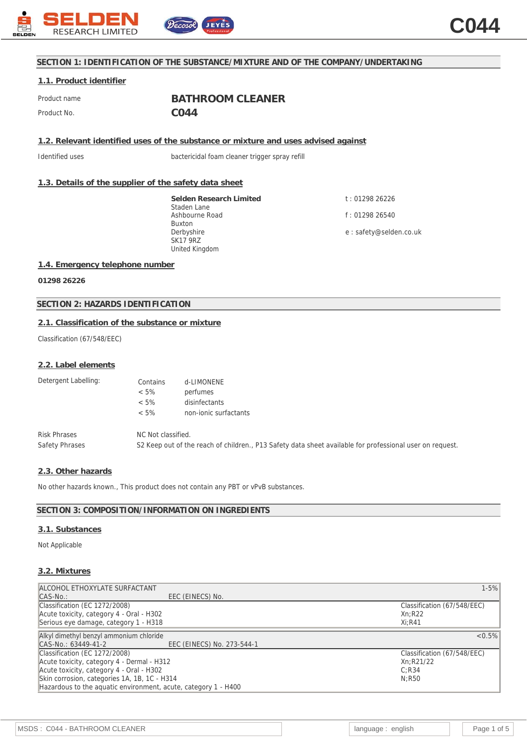# C044

## SECTION 1: IDENTIFICATION OF THE SUBSTANCE/MIXTURE AND OF THE COMPANY/UNDERTAKING

### 1.1. Product identifier

| | |
|---|---|
| Product name | **BATHROOM CLEANER** |
| Product No. | **C044** |

### 1.2. Relevant identified uses of the substance or mixture and uses advised against

Identified uses: bactericidal foam cleaner trigger spray refill

### 1.3. Details of the supplier of the safety data sheet

**Selden Research Limited**
Staden Lane
Ashbourne Road
Buxton
Derbyshire
SK17 9RZ
United Kingdom

t : 01298 26226
f : 01298 26540
e : safety@selden.co.uk

### 1.4. Emergency telephone number

**01298 26226**

## SECTION 2: HAZARDS IDENTIFICATION

### 2.1. Classification of the substance or mixture

Classification (67/548/EEC)

### 2.2. Label elements

Detergent Labelling:

| | |
|---|---|
| Contains | d-LIMONENE |
| < 5% | perfumes |
| < 5% | disinfectants |
| < 5% | non-ionic surfactants |

Risk Phrases: NC Not classified.

Safety Phrases: S2 Keep out of the reach of children., P13 Safety data sheet available for professional user on request.

### 2.3. Other hazards

No other hazards known., This product does not contain any PBT or vPvB substances.

## SECTION 3: COMPOSITION/INFORMATION ON INGREDIENTS

### 3.1. Substances

Not Applicable

### 3.2. Mixtures

| ALCOHOL ETHOXYLATE SURFACTANT | | 1-5% |
|---|---|---|
| CAS-No.: | EEC (EINECS) No. | |
| Classification (EC 1272/2008) | | Classification (67/548/EEC) |
| Acute toxicity, category 4 - Oral - H302 | | Xn;R22 |
| Serious eye damage, category 1 - H318 | | Xi;R41 |

| Alkyl dimethyl benzyl ammonium chloride | | <0.5% |
|---|---|---|
| CAS-No.: 63449-41-2 | EEC (EINECS) No. 273-544-1 | |
| Classification (EC 1272/2008) | | Classification (67/548/EEC) |
| Acute toxicity, category 4 - Dermal - H312 | | Xn;R21/22 |
| Acute toxicity, category 4 - Oral - H302 | | C;R34 |
| Skin corrosion, categories 1A, 1B, 1C - H314 | | N;R50 |
| Hazardous to the aquatic environment, acute, category 1 - H400 | | |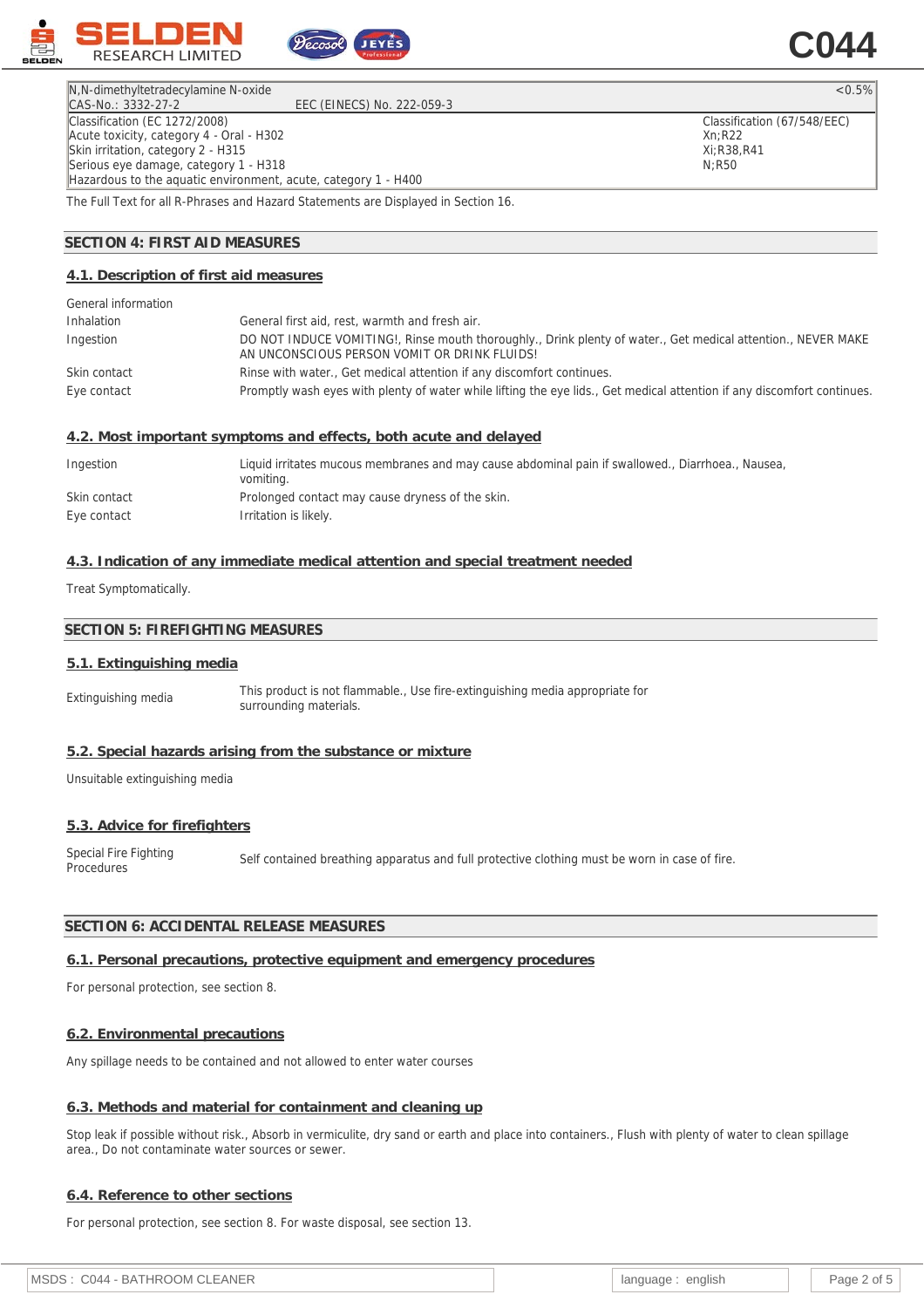| N,N-dimethyltetradecylamine N-oxide | | <0.5% |
|---|---|---|
| CAS-No.: 3332-27-2 | EEC (EINECS) No. 222-059-3 | |
| Classification (EC 1272/2008)<br>Acute toxicity, category 4 - Oral - H302<br>Skin irritation, category 2 - H315<br>Serious eye damage, category 1 - H318<br>Hazardous to the aquatic environment, acute, category 1 - H400 | | Classification (67/548/EEC)<br>Xn;R22<br>Xi;R38,R41<br>N;R50 |

The Full Text for all R-Phrases and Hazard Statements are Displayed in Section 16.

## SECTION 4: FIRST AID MEASURES

### 4.1. Description of first aid measures

| | |
|---|---|
| General information | |
| Inhalation | General first aid, rest, warmth and fresh air. |
| Ingestion | DO NOT INDUCE VOMITING!, Rinse mouth thoroughly., Drink plenty of water., Get medical attention., NEVER MAKE AN UNCONSCIOUS PERSON VOMIT OR DRINK FLUIDS! |
| Skin contact | Rinse with water., Get medical attention if any discomfort continues. |
| Eye contact | Promptly wash eyes with plenty of water while lifting the eye lids., Get medical attention if any discomfort continues. |

### 4.2. Most important symptoms and effects, both acute and delayed

| | |
|---|---|
| Ingestion | Liquid irritates mucous membranes and may cause abdominal pain if swallowed., Diarrhoea., Nausea, vomiting. |
| Skin contact | Prolonged contact may cause dryness of the skin. |
| Eye contact | Irritation is likely. |

### 4.3. Indication of any immediate medical attention and special treatment needed

Treat Symptomatically.

## SECTION 5: FIREFIGHTING MEASURES

### 5.1. Extinguishing media

| | |
|---|---|
| Extinguishing media | This product is not flammable., Use fire-extinguishing media appropriate for surrounding materials. |

### 5.2. Special hazards arising from the substance or mixture

Unsuitable extinguishing media

### 5.3. Advice for firefighters

| | |
|---|---|
| Special Fire Fighting Procedures | Self contained breathing apparatus and full protective clothing must be worn in case of fire. |

## SECTION 6: ACCIDENTAL RELEASE MEASURES

### 6.1. Personal precautions, protective equipment and emergency procedures

For personal protection, see section 8.

### 6.2. Environmental precautions

Any spillage needs to be contained and not allowed to enter water courses

### 6.3. Methods and material for containment and cleaning up

Stop leak if possible without risk., Absorb in vermiculite, dry sand or earth and place into containers., Flush with plenty of water to clean spillage area., Do not contaminate water sources or sewer.

### 6.4. Reference to other sections

For personal protection, see section 8. For waste disposal, see section 13.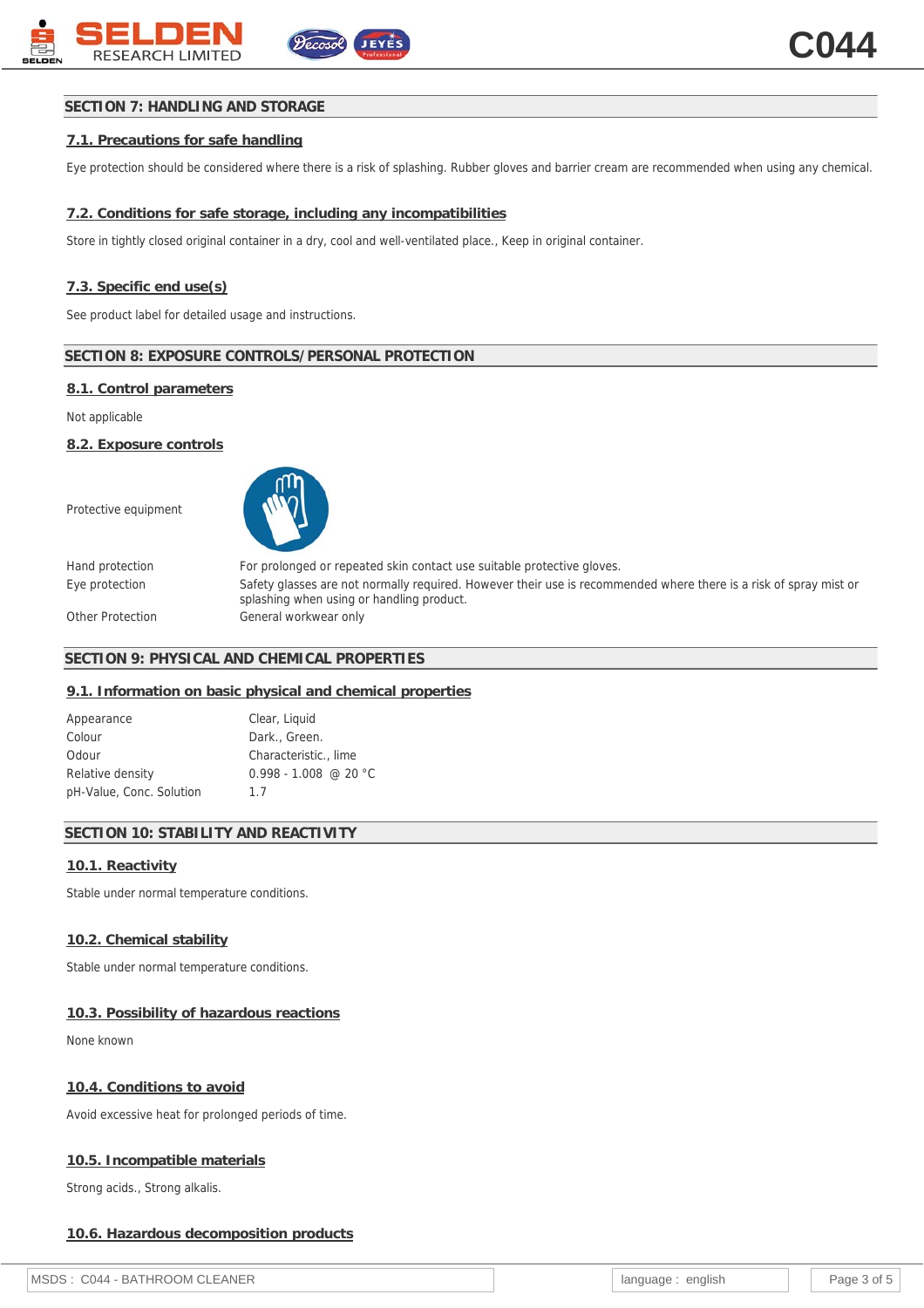## SECTION 7: HANDLING AND STORAGE

### 7.1. Precautions for safe handling

Eye protection should be considered where there is a risk of splashing. Rubber gloves and barrier cream are recommended when using any chemical.

### 7.2. Conditions for safe storage, including any incompatibilities

Store in tightly closed original container in a dry, cool and well-ventilated place., Keep in original container.

### 7.3. Specific end use(s)

See product label for detailed usage and instructions.

## SECTION 8: EXPOSURE CONTROLS/PERSONAL PROTECTION

### 8.1. Control parameters

Not applicable

### 8.2. Exposure controls

Protective equipment

| | |
|---|---|
| Hand protection | For prolonged or repeated skin contact use suitable protective gloves. |
| Eye protection | Safety glasses are not normally required. However their use is recommended where there is a risk of spray mist or splashing when using or handling product. |
| Other Protection | General workwear only |

## SECTION 9: PHYSICAL AND CHEMICAL PROPERTIES

### 9.1. Information on basic physical and chemical properties

| | |
|---|---|
| Appearance | Clear, Liquid |
| Colour | Dark., Green. |
| Odour | Characteristic., lime |
| Relative density | 0.998 - 1.008 @ 20 °C |
| pH-Value, Conc. Solution | 1.7 |

## SECTION 10: STABILITY AND REACTIVITY

### 10.1. Reactivity

Stable under normal temperature conditions.

### 10.2. Chemical stability

Stable under normal temperature conditions.

### 10.3. Possibility of hazardous reactions

None known

### 10.4. Conditions to avoid

Avoid excessive heat for prolonged periods of time.

### 10.5. Incompatible materials

Strong acids., Strong alkalis.

### 10.6. Hazardous decomposition products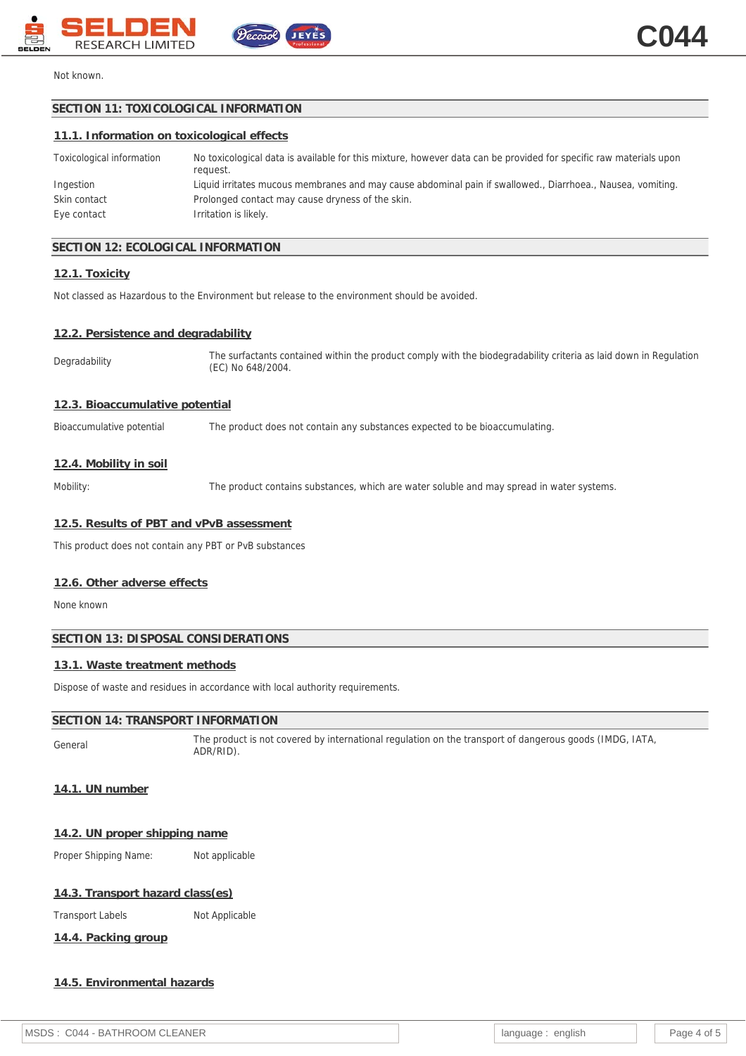Not known.

## SECTION 11: TOXICOLOGICAL INFORMATION

### 11.1. Information on toxicological effects

| | |
|---|---|
| Toxicological information | No toxicological data is available for this mixture, however data can be provided for specific raw materials upon request. |
| Ingestion | Liquid irritates mucous membranes and may cause abdominal pain if swallowed., Diarrhoea., Nausea, vomiting. |
| Skin contact | Prolonged contact may cause dryness of the skin. |
| Eye contact | Irritation is likely. |

## SECTION 12: ECOLOGICAL INFORMATION

### 12.1. Toxicity

Not classed as Hazardous to the Environment but release to the environment should be avoided.

### 12.2. Persistence and degradability

| | |
|---|---|
| Degradability | The surfactants contained within the product comply with the biodegradability criteria as laid down in Regulation (EC) No 648/2004. |

### 12.3. Bioaccumulative potential

| | |
|---|---|
| Bioaccumulative potential | The product does not contain any substances expected to be bioaccumulating. |

### 12.4. Mobility in soil

| | |
|---|---|
| Mobility: | The product contains substances, which are water soluble and may spread in water systems. |

### 12.5. Results of PBT and vPvB assessment

This product does not contain any PBT or PvB substances

### 12.6. Other adverse effects

None known

## SECTION 13: DISPOSAL CONSIDERATIONS

### 13.1. Waste treatment methods

Dispose of waste and residues in accordance with local authority requirements.

## SECTION 14: TRANSPORT INFORMATION

| | |
|---|---|
| General | The product is not covered by international regulation on the transport of dangerous goods (IMDG, IATA, ADR/RID). |

### 14.1. UN number

### 14.2. UN proper shipping name

| | |
|---|---|
| Proper Shipping Name: | Not applicable |

### 14.3. Transport hazard class(es)

| | |
|---|---|
| Transport Labels | Not Applicable |

### 14.4. Packing group

### 14.5. Environmental hazards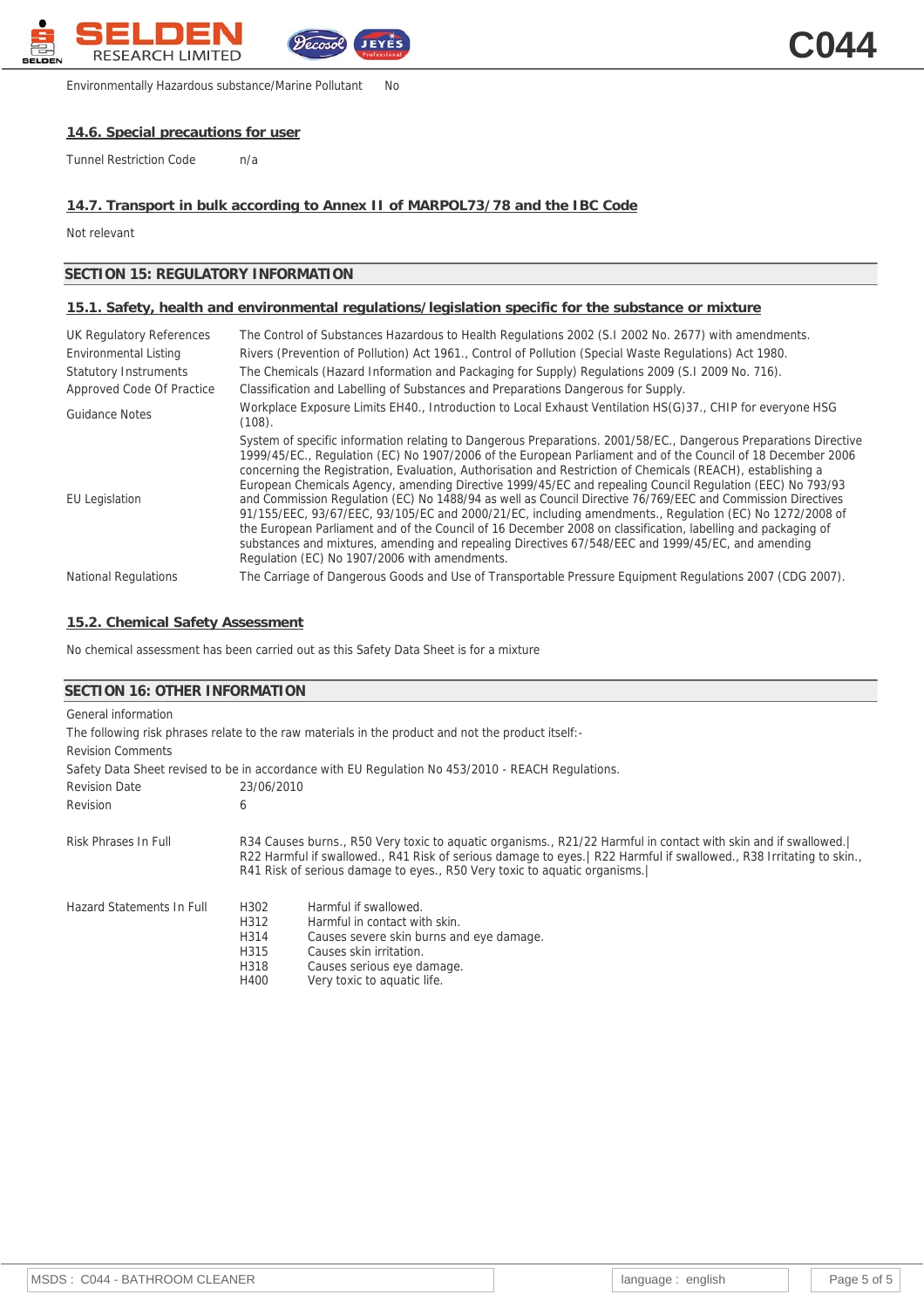Environmentally Hazardous substance/Marine Pollutant No

### 14.6. Special precautions for user

Tunnel Restriction Code n/a

### 14.7. Transport in bulk according to Annex II of MARPOL73/78 and the IBC Code

Not relevant

## SECTION 15: REGULATORY INFORMATION

### 15.1. Safety, health and environmental regulations/legislation specific for the substance or mixture

| | |
|---|---|
| UK Regulatory References | The Control of Substances Hazardous to Health Regulations 2002 (S.I 2002 No. 2677) with amendments. |
| Environmental Listing | Rivers (Prevention of Pollution) Act 1961., Control of Pollution (Special Waste Regulations) Act 1980. |
| Statutory Instruments | The Chemicals (Hazard Information and Packaging for Supply) Regulations 2009 (S.I 2009 No. 716). |
| Approved Code Of Practice | Classification and Labelling of Substances and Preparations Dangerous for Supply. |
| Guidance Notes | Workplace Exposure Limits EH40., Introduction to Local Exhaust Ventilation HS(G)37., CHIP for everyone HSG (108). |
| EU Legislation | System of specific information relating to Dangerous Preparations. 2001/58/EC., Dangerous Preparations Directive 1999/45/EC., Regulation (EC) No 1907/2006 of the European Parliament and of the Council of 18 December 2006 concerning the Registration, Evaluation, Authorisation and Restriction of Chemicals (REACH), establishing a European Chemicals Agency, amending Directive 1999/45/EC and repealing Council Regulation (EEC) No 793/93 and Commission Regulation (EC) No 1488/94 as well as Council Directive 76/769/EEC and Commission Directives 91/155/EEC, 93/67/EEC, 93/105/EC and 2000/21/EC, including amendments., Regulation (EC) No 1272/2008 of the European Parliament and of the Council of 16 December 2008 on classification, labelling and packaging of substances and mixtures, amending and repealing Directives 67/548/EEC and 1999/45/EC, and amending Regulation (EC) No 1907/2006 with amendments. |
| National Regulations | The Carriage of Dangerous Goods and Use of Transportable Pressure Equipment Regulations 2007 (CDG 2007). |

### 15.2. Chemical Safety Assessment

No chemical assessment has been carried out as this Safety Data Sheet is for a mixture

## SECTION 16: OTHER INFORMATION

General information

The following risk phrases relate to the raw materials in the product and not the product itself:-

Revision Comments

Safety Data Sheet revised to be in accordance with EU Regulation No 453/2010 - REACH Regulations.

Revision Date 23/06/2010

Revision 6

Risk Phrases In Full: R34 Causes burns., R50 Very toxic to aquatic organisms., R21/22 Harmful in contact with skin and if swallowed.| R22 Harmful if swallowed., R41 Risk of serious damage to eyes.| R22 Harmful if swallowed., R38 Irritating to skin., R41 Risk of serious damage to eyes., R50 Very toxic to aquatic organisms.|

Hazard Statements In Full

| | |
|---|---|
| H302 | Harmful if swallowed. |
| H312 | Harmful in contact with skin. |
| H314 | Causes severe skin burns and eye damage. |
| H315 | Causes skin irritation. |
| H318 | Causes serious eye damage. |
| H400 | Very toxic to aquatic life. |